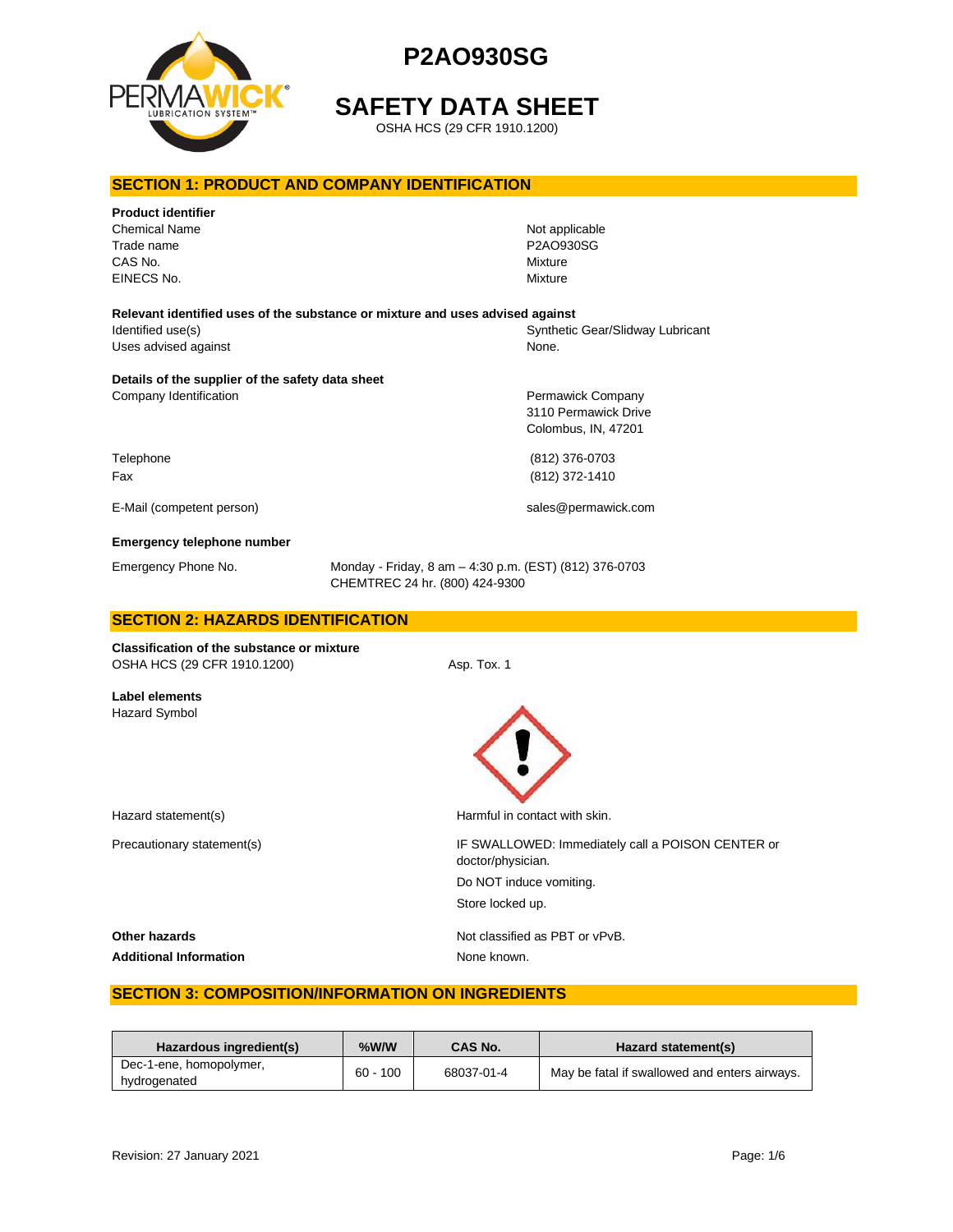# P2AO930SG

# SAFETY DATA SHEET

OSHA HCS (29 CFR 1910.1200)

## SECTION 1: PRODUCT AND COMPANY IDENTIFICATION

**Product identifier**

| | |
|---|---|
| Chemical Name | Not applicable |
| Trade name | P2AO930SG |
| CAS No. | Mixture |
| EINECS No. | Mixture |

**Relevant identified uses of the substance or mixture and uses advised against**

| | |
|---|---|
| Identified use(s) | Synthetic Gear/Slidway Lubricant |
| Uses advised against | None. |

**Details of the supplier of the safety data sheet**

| | |
|---|---|
| Company Identification | Permawick Company<br>3110 Permawick Drive<br>Colombus, IN, 47201 |
| Telephone | (812) 376-0703 |
| Fax | (812) 372-1410 |
| E-Mail (competent person) | sales@permawick.com |

**Emergency telephone number**

| | |
|---|---|
| Emergency Phone No. | Monday - Friday, 8 am – 4:30 p.m. (EST) (812) 376-0703<br>CHEMTREC 24 hr. (800) 424-9300 |

## SECTION 2: HAZARDS IDENTIFICATION

**Classification of the substance or mixture**

| | |
|---|---|
| OSHA HCS (29 CFR 1910.1200) | Asp. Tox. 1 |

**Label elements**

Hazard Symbol

| | |
|---|---|
| Hazard statement(s) | Harmful in contact with skin. |
| Precautionary statement(s) | IF SWALLOWED: Immediately call a POISON CENTER or doctor/physician.<br>Do NOT induce vomiting.<br>Store locked up. |

**Other hazards** Not classified as PBT or vPvB.

**Additional Information** None known.

## SECTION 3: COMPOSITION/INFORMATION ON INGREDIENTS

| Hazardous ingredient(s) | %W/W | CAS No. | Hazard statement(s) |
|---|---|---|---|
| Dec-1-ene, homopolymer, hydrogenated | 60 - 100 | 68037-01-4 | May be fatal if swallowed and enters airways. |

Revision: 27 January 2021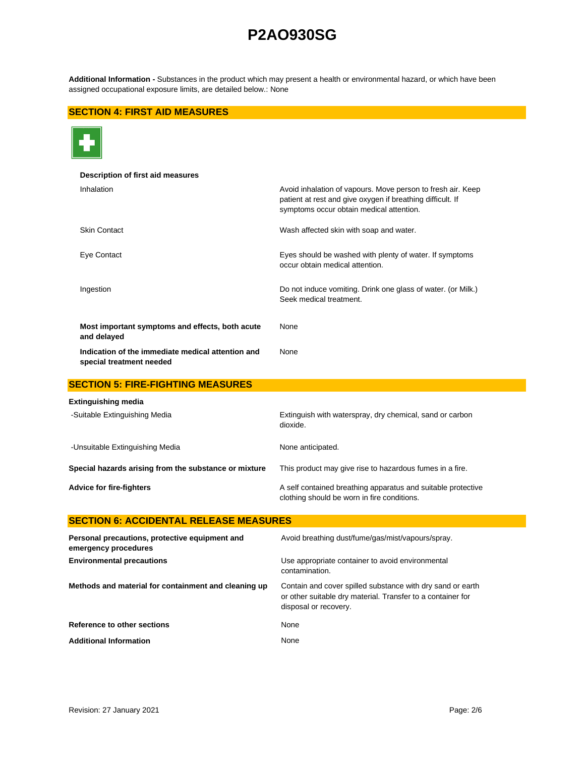# P2AO930SG

**Additional Information -** Substances in the product which may present a health or environmental hazard, or which have been assigned occupational exposure limits, are detailed below.: None

## SECTION 4: FIRST AID MEASURES

**Description of first aid measures**

| | |
|---|---|
| Inhalation | Avoid inhalation of vapours. Move person to fresh air. Keep patient at rest and give oxygen if breathing difficult. If symptoms occur obtain medical attention. |
| Skin Contact | Wash affected skin with soap and water. |
| Eye Contact | Eyes should be washed with plenty of water. If symptoms occur obtain medical attention. |
| Ingestion | Do not induce vomiting. Drink one glass of water. (or Milk.) Seek medical treatment. |
| **Most important symptoms and effects, both acute and delayed** | None |
| **Indication of the immediate medical attention and special treatment needed** | None |

## SECTION 5: FIRE-FIGHTING MEASURES

**Extinguishing media**

| | |
|---|---|
| -Suitable Extinguishing Media | Extinguish with waterspray, dry chemical, sand or carbon dioxide. |
| -Unsuitable Extinguishing Media | None anticipated. |
| **Special hazards arising from the substance or mixture** | This product may give rise to hazardous fumes in a fire. |
| **Advice for fire-fighters** | A self contained breathing apparatus and suitable protective clothing should be worn in fire conditions. |

## SECTION 6: ACCIDENTAL RELEASE MEASURES

| | |
|---|---|
| **Personal precautions, protective equipment and emergency procedures** | Avoid breathing dust/fume/gas/mist/vapours/spray. |
| **Environmental precautions** | Use appropriate container to avoid environmental contamination. |
| **Methods and material for containment and cleaning up** | Contain and cover spilled substance with dry sand or earth or other suitable dry material. Transfer to a container for disposal or recovery. |
| **Reference to other sections** | None |
| **Additional Information** | None |

Revision: 27 January 2021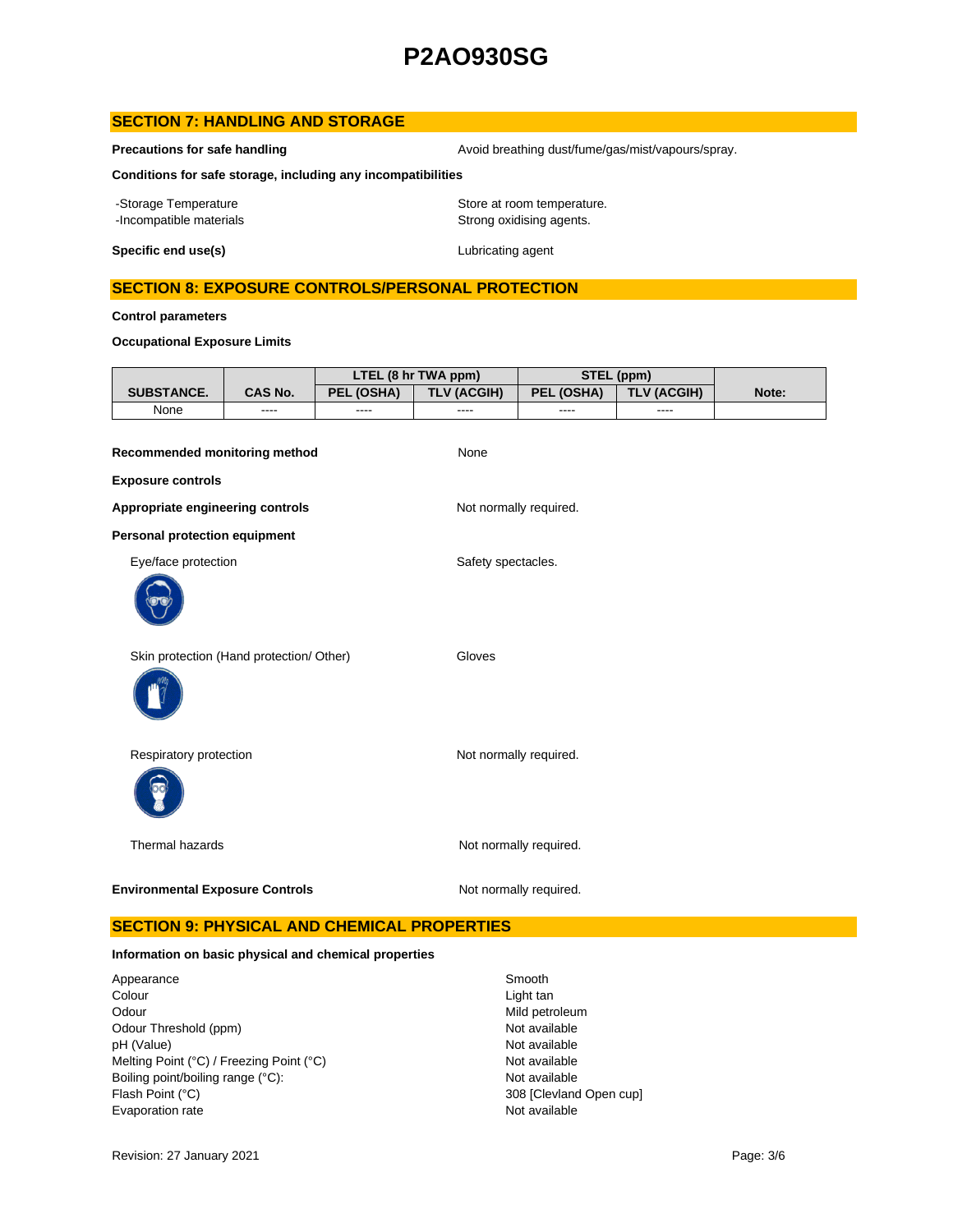## SECTION 7: HANDLING AND STORAGE

**Precautions for safe handling** — Avoid breathing dust/fume/gas/mist/vapours/spray.

**Conditions for safe storage, including any incompatibilities**

- -Storage Temperature — Store at room temperature.
- -Incompatible materials — Strong oxidising agents.

**Specific end use(s)** — Lubricating agent

## SECTION 8: EXPOSURE CONTROLS/PERSONAL PROTECTION

**Control parameters**

**Occupational Exposure Limits**

| SUBSTANCE. | CAS No. | LTEL (8 hr TWA ppm) | | STEL (ppm) | | Note: |
|---|---|---|---|---|---|---|
| | | PEL (OSHA) | TLV (ACGIH) | PEL (OSHA) | TLV (ACGIH) | |
| None | ---- | ---- | ---- | ---- | ---- | |

**Recommended monitoring method** — None

**Exposure controls**

**Appropriate engineering controls** — Not normally required.

**Personal protection equipment**

Eye/face protection — Safety spectacles.

Skin protection (Hand protection/ Other) — Gloves

Respiratory protection — Not normally required.

Thermal hazards — Not normally required.

**Environmental Exposure Controls** — Not normally required.

## SECTION 9: PHYSICAL AND CHEMICAL PROPERTIES

**Information on basic physical and chemical properties**

| | |
|---|---|
| Appearance | Smooth |
| Colour | Light tan |
| Odour | Mild petroleum |
| Odour Threshold (ppm) | Not available |
| pH (Value) | Not available |
| Melting Point (°C) / Freezing Point (°C) | Not available |
| Boiling point/boiling range (°C): | Not available |
| Flash Point (°C) | 308 [Clevland Open cup] |
| Evaporation rate | Not available |

Revision: 27 January 2021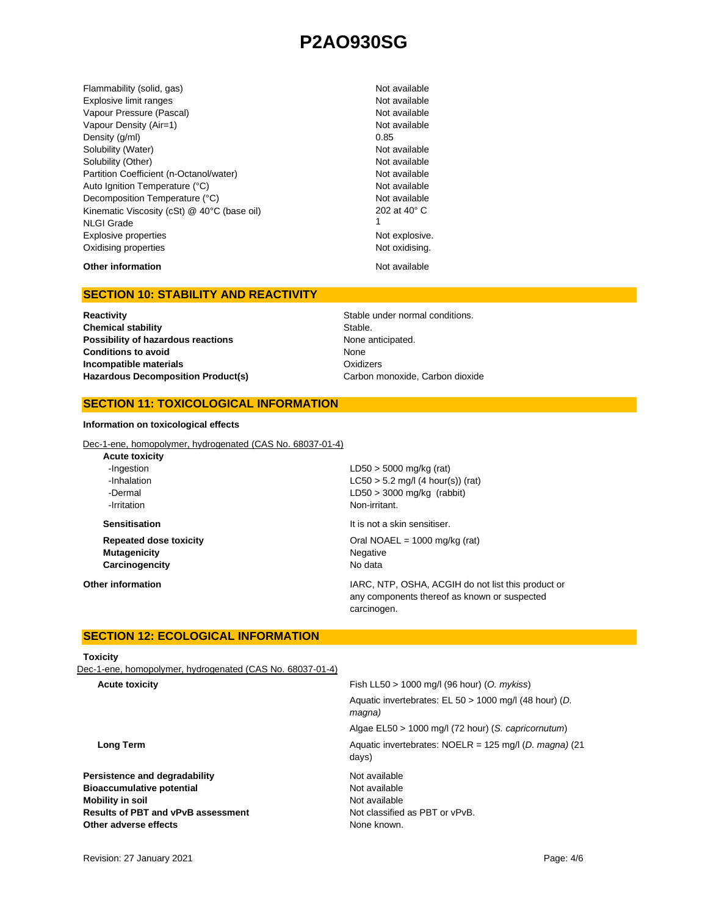| | |
|---|---|
| Flammability (solid, gas) | Not available |
| Explosive limit ranges | Not available |
| Vapour Pressure (Pascal) | Not available |
| Vapour Density (Air=1) | Not available |
| Density (g/ml) | 0.85 |
| Solubility (Water) | Not available |
| Solubility (Other) | Not available |
| Partition Coefficient (n-Octanol/water) | Not available |
| Auto Ignition Temperature (°C) | Not available |
| Decomposition Temperature (°C) | Not available |
| Kinematic Viscosity (cSt) @ 40°C (base oil) | 202 at 40° C |
| NLGI Grade | 1 |
| Explosive properties | Not explosive. |
| Oxidising properties | Not oxidising. |

**Other information** Not available

## SECTION 10: STABILITY AND REACTIVITY

| | |
|---|---|
| **Reactivity** | Stable under normal conditions. |
| **Chemical stability** | Stable. |
| **Possibility of hazardous reactions** | None anticipated. |
| **Conditions to avoid** | None |
| **Incompatible materials** | Oxidizers |
| **Hazardous Decomposition Product(s)** | Carbon monoxide, Carbon dioxide |

## SECTION 11: TOXICOLOGICAL INFORMATION

**Information on toxicological effects**

Dec-1-ene, homopolymer, hydrogenated (CAS No. 68037-01-4)

**Acute toxicity**

| | |
|---|---|
| -Ingestion | LD50 > 5000 mg/kg (rat) |
| -Inhalation | LC50 > 5.2 mg/l (4 hour(s)) (rat) |
| -Dermal | LD50 > 3000 mg/kg (rabbit) |
| -Irritation | Non-irritant. |

| | |
|---|---|
| **Sensitisation** | It is not a skin sensitiser. |
| **Repeated dose toxicity** | Oral NOAEL = 1000 mg/kg (rat) |
| **Mutagenicity** | Negative |
| **Carcinogencity** | No data |

**Other information** IARC, NTP, OSHA, ACGIH do not list this product or any components thereof as known or suspected carcinogen.

## SECTION 12: ECOLOGICAL INFORMATION

**Toxicity**

Dec-1-ene, homopolymer, hydrogenated (CAS No. 68037-01-4)

| | |
|---|---|
| **Acute toxicity** | Fish LL50 > 1000 mg/l (96 hour) (*O. mykiss*) |
| | Aquatic invertebrates: EL 50 > 1000 mg/l (48 hour) (*D. magna)* |
| | Algae EL50 > 1000 mg/l (72 hour) (*S. capricornutum*) |
| **Long Term** | Aquatic invertebrates: NOELR = 125 mg/l (*D. magna)* (21 days) |

| | |
|---|---|
| **Persistence and degradability** | Not available |
| **Bioaccumulative potential** | Not available |
| **Mobility in soil** | Not available |
| **Results of PBT and vPvB assessment** | Not classified as PBT or vPvB. |
| **Other adverse effects** | None known. |

Revision: 27 January 2021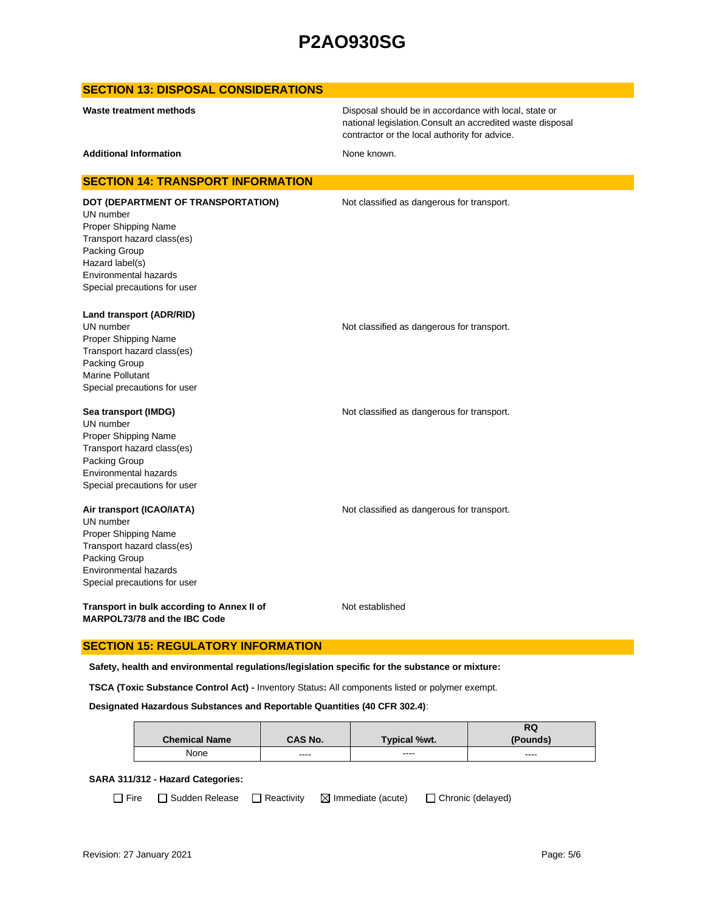## SECTION 13: DISPOSAL CONSIDERATIONS

**Waste treatment methods**

Disposal should be in accordance with local, state or national legislation.Consult an accredited waste disposal contractor or the local authority for advice.

**Additional Information**

None known.

## SECTION 14: TRANSPORT INFORMATION

**DOT (DEPARTMENT OF TRANSPORTATION)**

Not classified as dangerous for transport.

UN number
Proper Shipping Name
Transport hazard class(es)
Packing Group
Hazard label(s)
Environmental hazards
Special precautions for user

**Land transport (ADR/RID)**

UN number
Proper Shipping Name
Transport hazard class(es)
Packing Group
Marine Pollutant
Special precautions for user

Not classified as dangerous for transport.

**Sea transport (IMDG)**

Not classified as dangerous for transport.

UN number
Proper Shipping Name
Transport hazard class(es)
Packing Group
Environmental hazards
Special precautions for user

**Air transport (ICAO/IATA)**

Not classified as dangerous for transport.

UN number
Proper Shipping Name
Transport hazard class(es)
Packing Group
Environmental hazards
Special precautions for user

**Transport in bulk according to Annex II of MARPOL73/78 and the IBC Code**

Not established

## SECTION 15: REGULATORY INFORMATION

**Safety, health and environmental regulations/legislation specific for the substance or mixture:**

**TSCA (Toxic Substance Control Act) -** Inventory Status**:** All components listed or polymer exempt.

**Designated Hazardous Substances and Reportable Quantities (40 CFR 302.4)**:

| Chemical Name | CAS No. | Typical %wt. | RQ (Pounds) |
|---|---|---|---|
| None | ---- | ---- | ---- |

**SARA 311/312 - Hazard Categories:**

☐ Fire ☐ Sudden Release ☐ Reactivity ☒ Immediate (acute) ☐ Chronic (delayed)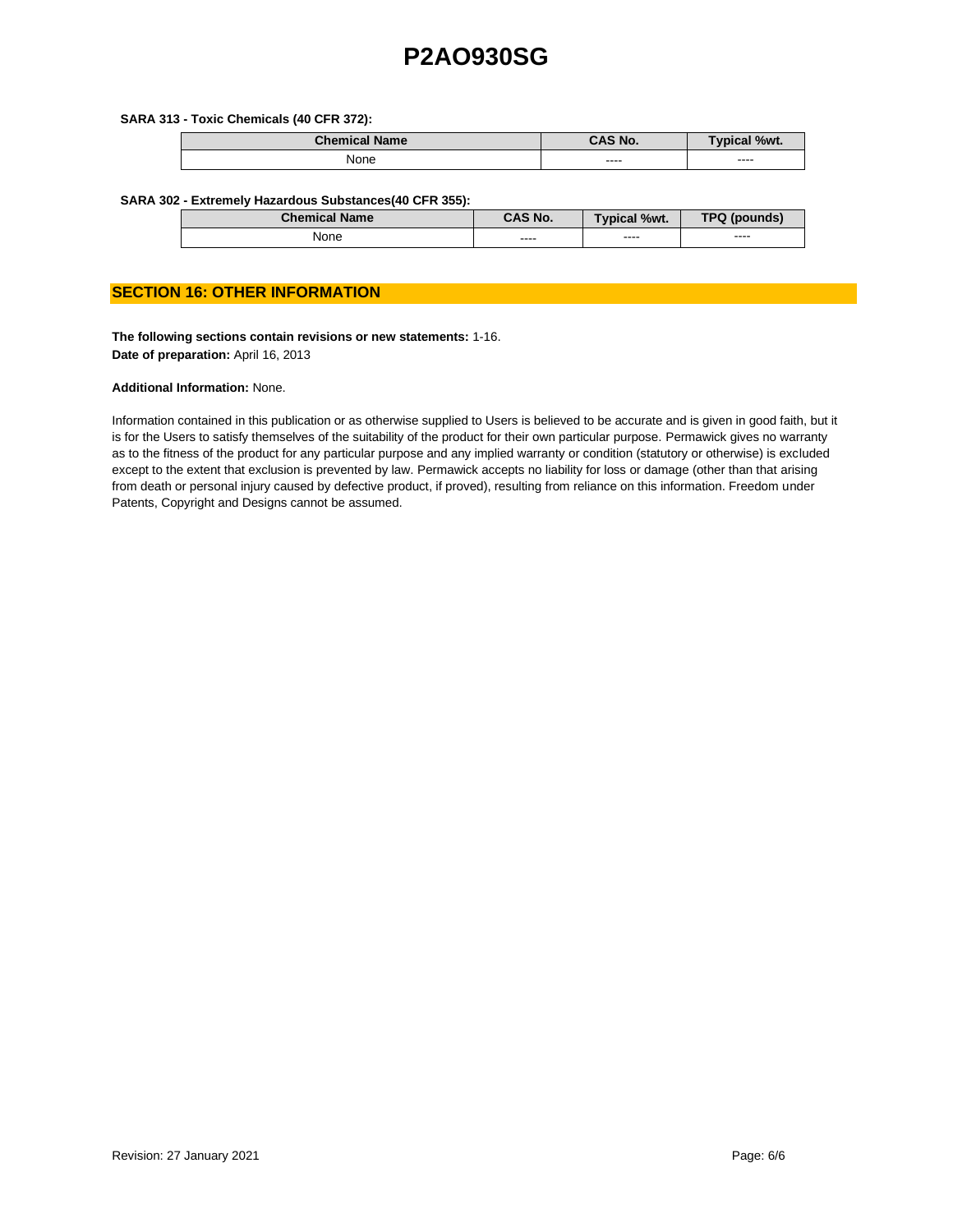**SARA 313 - Toxic Chemicals (40 CFR 372):**

| Chemical Name | CAS No. | Typical %wt. |
| --- | --- | --- |
| None | ---- | ---- |

**SARA 302 - Extremely Hazardous Substances(40 CFR 355):**

| Chemical Name | CAS No. | Typical %wt. | TPQ (pounds) |
| --- | --- | --- | --- |
| None | ---- | ---- | ---- |

## SECTION 16: OTHER INFORMATION

**The following sections contain revisions or new statements:** 1-16.
**Date of preparation:** April 16, 2013

**Additional Information:** None.

Information contained in this publication or as otherwise supplied to Users is believed to be accurate and is given in good faith, but it is for the Users to satisfy themselves of the suitability of the product for their own particular purpose. Permawick gives no warranty as to the fitness of the product for any particular purpose and any implied warranty or condition (statutory or otherwise) is excluded except to the extent that exclusion is prevented by law. Permawick accepts no liability for loss or damage (other than that arising from death or personal injury caused by defective product, if proved), resulting from reliance on this information. Freedom under Patents, Copyright and Designs cannot be assumed.